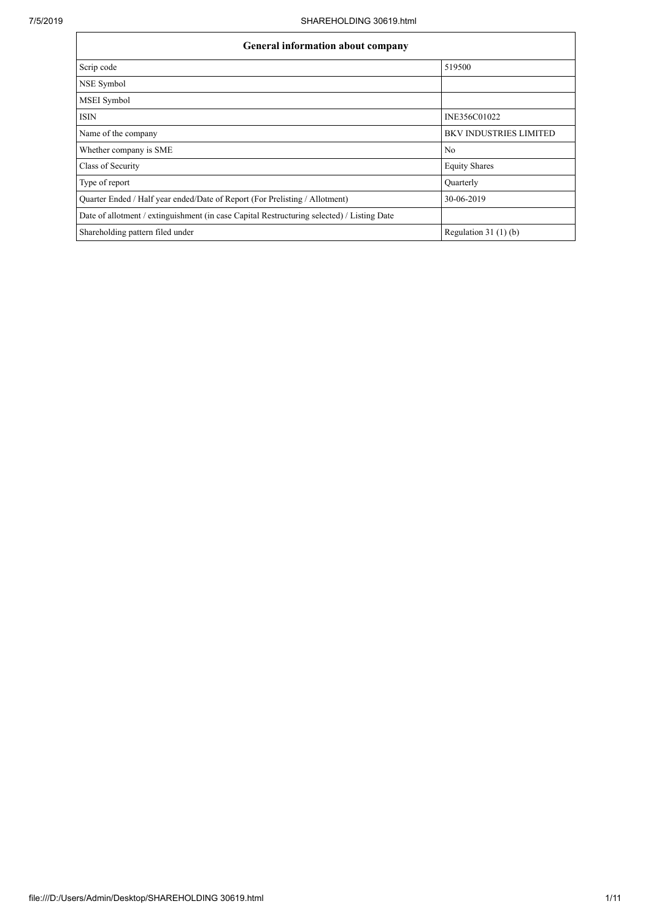| General information about company | |
| --- | --- |
| Scrip code | 519500 |
| NSE Symbol | |
| MSEI Symbol | |
| ISIN | INE356C01022 |
| Name of the company | BKV INDUSTRIES LIMITED |
| Whether company is SME | No |
| Class of Security | Equity Shares |
| Type of report | Quarterly |
| Quarter Ended / Half year ended/Date of Report (For Prelisting / Allotment) | 30-06-2019 |
| Date of allotment / extinguishment (in case Capital Restructuring selected) / Listing Date | |
| Shareholding pattern filed under | Regulation 31 (1) (b) |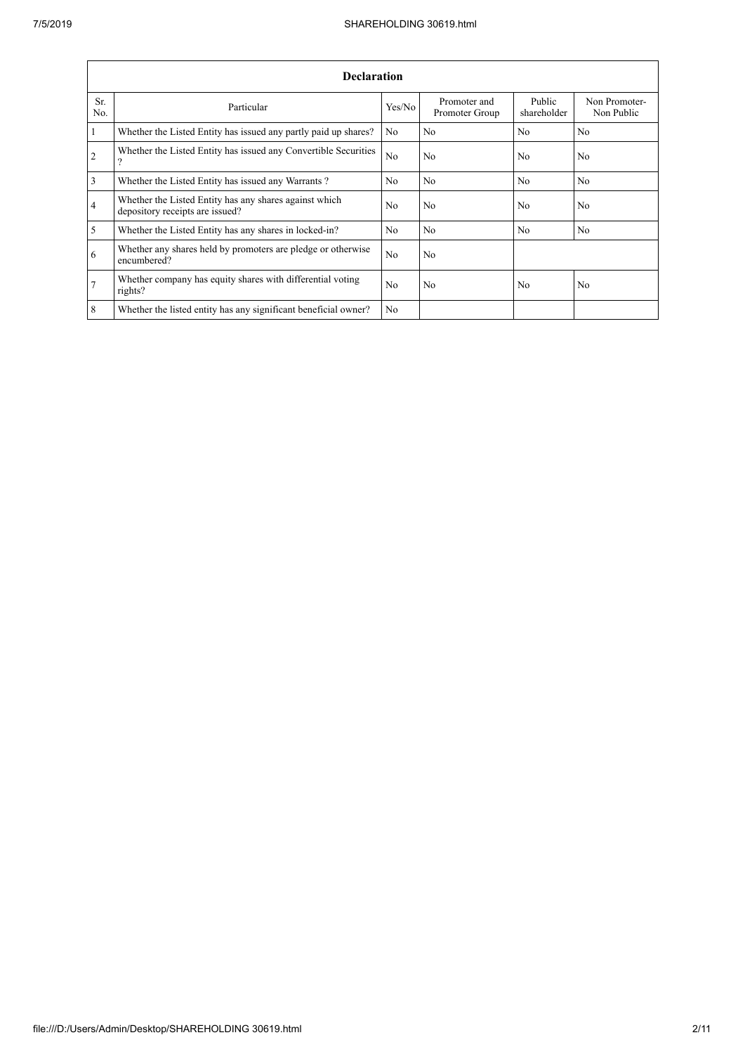| Declaration | | | | | |
|---|---|---|---|---|---|
| Sr. No. | Particular | Yes/No | Promoter and Promoter Group | Public shareholder | Non Promoter- Non Public |
| 1 | Whether the Listed Entity has issued any partly paid up shares? | No | No | No | No |
| 2 | Whether the Listed Entity has issued any Convertible Securities ? | No | No | No | No |
| 3 | Whether the Listed Entity has issued any Warrants ? | No | No | No | No |
| 4 | Whether the Listed Entity has any shares against which depository receipts are issued? | No | No | No | No |
| 5 | Whether the Listed Entity has any shares in locked-in? | No | No | No | No |
| 6 | Whether any shares held by promoters are pledge or otherwise encumbered? | No | No | | |
| 7 | Whether company has equity shares with differential voting rights? | No | No | No | No |
| 8 | Whether the listed entity has any significant beneficial owner? | No | | | |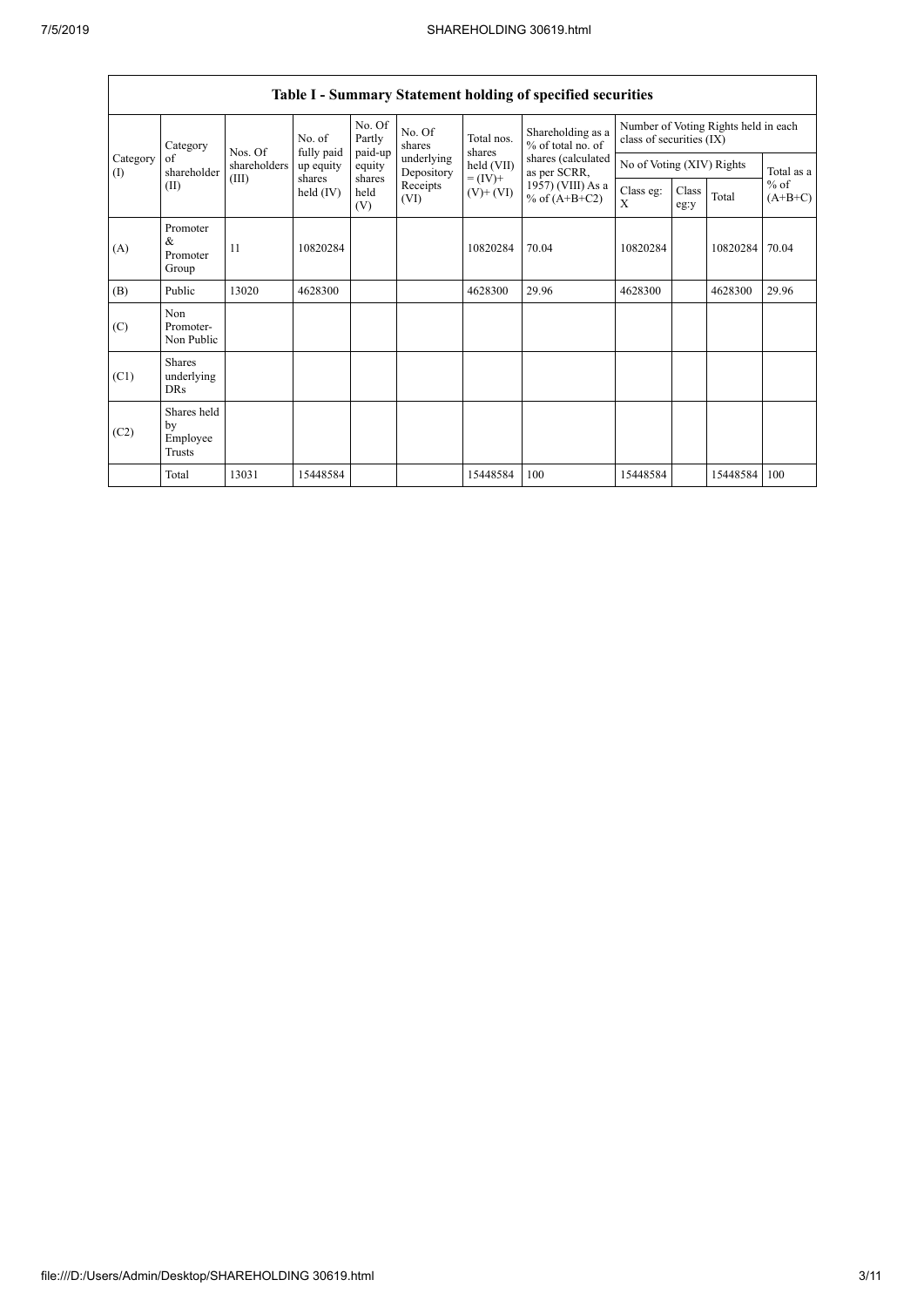| Table I - Summary Statement holding of specified securities | | | | | | | | | | | | |
|---|---|---|---|---|---|---|---|---|---|---|---|---|
| Category (I) | Category of shareholder (II) | Nos. Of shareholders (III) | No. of fully paid up equity shares held (IV) | No. Of Partly paid-up equity shares held (V) | No. Of shares underlying Depository Receipts (VI) | Total nos. shares held (VII) = (IV)+ (V)+ (VI) | Shareholding as a % of total no. of shares (calculated as per SCRR, 1957) (VIII) As a % of (A+B+C2) | Number of Voting Rights held in each class of securities (IX) | | | |
| | | | | | | | | No of Voting (XIV) Rights | | | Total as a % of (A+B+C) |
| | | | | | | | | Class eg: X | Class eg:y | Total | |
| (A) | Promoter & Promoter Group | 11 | 10820284 | | | 10820284 | 70.04 | 10820284 | | 10820284 | 70.04 |
| (B) | Public | 13020 | 4628300 | | | 4628300 | 29.96 | 4628300 | | 4628300 | 29.96 |
| (C) | Non Promoter- Non Public | | | | | | | | | | |
| (C1) | Shares underlying DRs | | | | | | | | | | |
| (C2) | Shares held by Employee Trusts | | | | | | | | | | |
| | Total | 13031 | 15448584 | | | 15448584 | 100 | 15448584 | | 15448584 | 100 |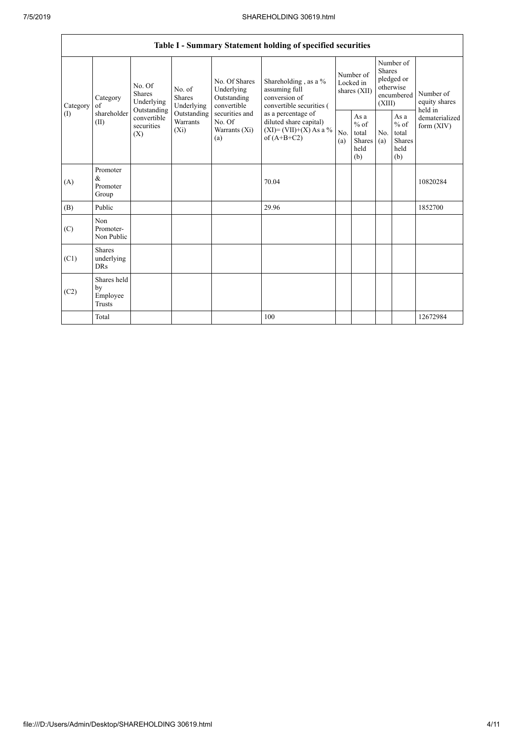| Table I - Summary Statement holding of specified securities | | | | | | | | | | |
|---|---|---|---|---|---|---|---|---|---|---|
| Category (I) | Category of shareholder (II) | No. Of Shares Underlying Outstanding convertible securities (X) | No. of Shares Underlying Outstanding Warrants (Xi) | No. Of Shares Underlying Outstanding convertible securities and No. Of Warrants (Xi) (a) | Shareholding , as a % assuming full conversion of convertible securities ( as a percentage of diluted share capital) (XI)= (VII)+(X) As a % of (A+B+C2) | Number of Locked in shares (XII) | | Number of Shares pledged or otherwise encumbered (XIII) | | Number of equity shares held in dematerialized form (XIV) |
| | | | | | | No. (a) | As a % of total Shares held (b) | No. (a) | As a % of total Shares held (b) | |
| (A) | Promoter & Promoter Group | | | | 70.04 | | | | | 10820284 |
| (B) | Public | | | | 29.96 | | | | | 1852700 |
| (C) | Non Promoter- Non Public | | | | | | | | | |
| (C1) | Shares underlying DRs | | | | | | | | | |
| (C2) | Shares held by Employee Trusts | | | | | | | | | |
| | Total | | | | 100 | | | | | 12672984 |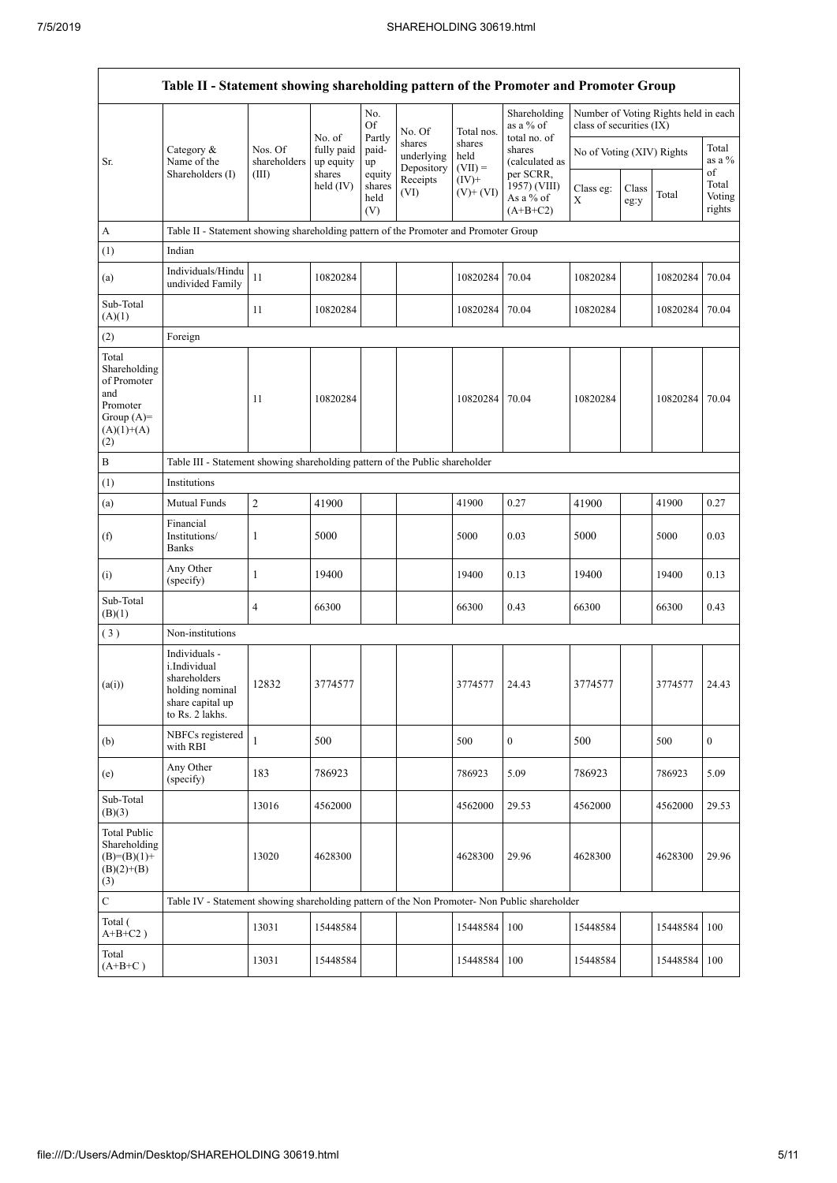| Table II - Statement showing shareholding pattern of the Promoter and Promoter Group | | | | | | | | | | | |
|---|---|---|---|---|---|---|---|---|---|---|---|
| Sr. | Category & Name of the Shareholders (I) | Nos. Of shareholders (III) | No. of fully paid up equity shares held (IV) | No. Of Partly paid-up equity shares held (V) | No. Of shares underlying Depository Receipts (VI) | Total nos. shares held (VII) = (IV)+ (V)+ (VI) | Shareholding as a % of total no. of shares (calculated as per SCRR, 1957) (VIII) As a % of (A+B+C2) | Number of Voting Rights held in each class of securities (IX) | | | |
| | | | | | | | | No of Voting (XIV) Rights | | | Total as a % of Total Voting rights |
| | | | | | | | | Class eg: X | Class eg:y | Total | |
| A | Table II - Statement showing shareholding pattern of the Promoter and Promoter Group | | | | | | | | | | |
| (1) | Indian | | | | | | | | | | |
| (a) | Individuals/Hindu undivided Family | 11 | 10820284 | | | 10820284 | 70.04 | 10820284 | | 10820284 | 70.04 |
| Sub-Total (A)(1) | | 11 | 10820284 | | | 10820284 | 70.04 | 10820284 | | 10820284 | 70.04 |
| (2) | Foreign | | | | | | | | | | |
| Total Shareholding of Promoter and Promoter Group (A)=(A)(1)+(A)(2) | | 11 | 10820284 | | | 10820284 | 70.04 | 10820284 | | 10820284 | 70.04 |
| B | Table III - Statement showing shareholding pattern of the Public shareholder | | | | | | | | | | |
| (1) | Institutions | | | | | | | | | | |
| (a) | Mutual Funds | 2 | 41900 | | | 41900 | 0.27 | 41900 | | 41900 | 0.27 |
| (f) | Financial Institutions/ Banks | 1 | 5000 | | | 5000 | 0.03 | 5000 | | 5000 | 0.03 |
| (i) | Any Other (specify) | 1 | 19400 | | | 19400 | 0.13 | 19400 | | 19400 | 0.13 |
| Sub-Total (B)(1) | | 4 | 66300 | | | 66300 | 0.43 | 66300 | | 66300 | 0.43 |
| ( 3 ) | Non-institutions | | | | | | | | | | |
| (a(i)) | Individuals - i.Individual shareholders holding nominal share capital up to Rs. 2 lakhs. | 12832 | 3774577 | | | 3774577 | 24.43 | 3774577 | | 3774577 | 24.43 |
| (b) | NBFCs registered with RBI | 1 | 500 | | | 500 | 0 | 500 | | 500 | 0 |
| (e) | Any Other (specify) | 183 | 786923 | | | 786923 | 5.09 | 786923 | | 786923 | 5.09 |
| Sub-Total (B)(3) | | 13016 | 4562000 | | | 4562000 | 29.53 | 4562000 | | 4562000 | 29.53 |
| Total Public Shareholding (B)=(B)(1)+(B)(2)+(B)(3) | | 13020 | 4628300 | | | 4628300 | 29.96 | 4628300 | | 4628300 | 29.96 |
| C | Table IV - Statement showing shareholding pattern of the Non Promoter- Non Public shareholder | | | | | | | | | | |
| Total ( A+B+C2 ) | | 13031 | 15448584 | | | 15448584 | 100 | 15448584 | | 15448584 | 100 |
| Total (A+B+C ) | | 13031 | 15448584 | | | 15448584 | 100 | 15448584 | | 15448584 | 100 |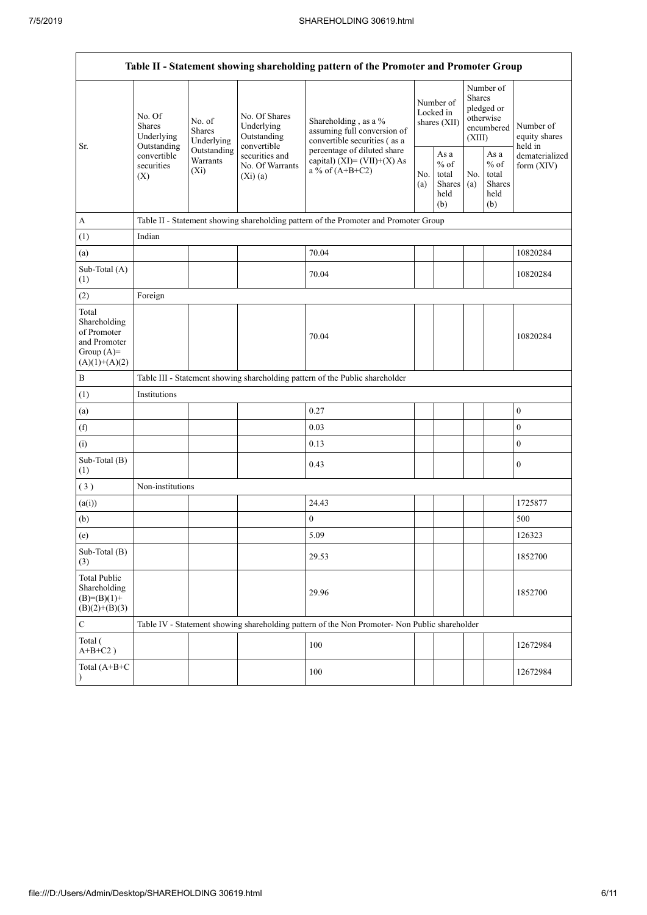| Table II - Statement showing shareholding pattern of the Promoter and Promoter Group | | | | | | | | | |
|---|---|---|---|---|---|---|---|---|---|
| Sr. | No. Of Shares Underlying Outstanding convertible securities (X) | No. of Shares Underlying Outstanding Warrants (Xi) | No. Of Shares Underlying Outstanding convertible securities and No. Of Warrants (Xi) (a) | Shareholding , as a % assuming full conversion of convertible securities ( as a percentage of diluted share capital) (XI)= (VII)+(X) As a % of (A+B+C2) | Number of Locked in shares (XII) | | Number of Shares pledged or otherwise encumbered (XIII) | | Number of equity shares held in dematerialized form (XIV) |
| | | | | | No. (a) | As a % of total Shares held (b) | No. (a) | As a % of total Shares held (b) | |
| A | Table II - Statement showing shareholding pattern of the Promoter and Promoter Group | | | | | | | | |
| (1) | Indian | | | | | | | | |
| (a) | | | | 70.04 | | | | | 10820284 |
| Sub-Total (A) (1) | | | | 70.04 | | | | | 10820284 |
| (2) | Foreign | | | | | | | | |
| Total Shareholding of Promoter and Promoter Group (A)= (A)(1)+(A)(2) | | | | 70.04 | | | | | 10820284 |
| B | Table III - Statement showing shareholding pattern of the Public shareholder | | | | | | | | |
| (1) | Institutions | | | | | | | | |
| (a) | | | | 0.27 | | | | | 0 |
| (f) | | | | 0.03 | | | | | 0 |
| (i) | | | | 0.13 | | | | | 0 |
| Sub-Total (B) (1) | | | | 0.43 | | | | | 0 |
| ( 3 ) | Non-institutions | | | | | | | | |
| (a(i)) | | | | 24.43 | | | | | 1725877 |
| (b) | | | | 0 | | | | | 500 |
| (e) | | | | 5.09 | | | | | 126323 |
| Sub-Total (B) (3) | | | | 29.53 | | | | | 1852700 |
| Total Public Shareholding (B)=(B)(1)+(B)(2)+(B)(3) | | | | 29.96 | | | | | 1852700 |
| C | Table IV - Statement showing shareholding pattern of the Non Promoter- Non Public shareholder | | | | | | | | |
| Total ( A+B+C2 ) | | | | 100 | | | | | 12672984 |
| Total (A+B+C ) | | | | 100 | | | | | 12672984 |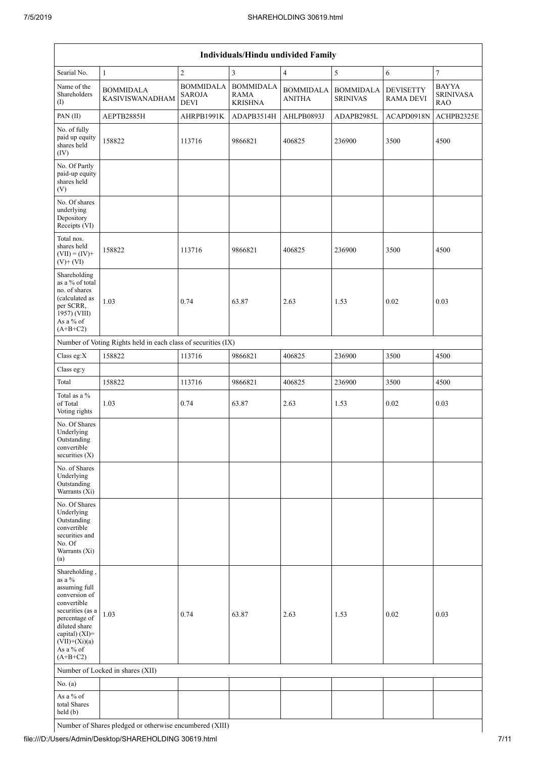| Individuals/Hindu undivided Family | | | | | | | |
|---|---|---|---|---|---|---|---|
| Searial No. | 1 | 2 | 3 | 4 | 5 | 6 | 7 |
| Name of the Shareholders (I) | BOMMIDALA KASIVISWANADHAM | BOMMIDALA SAROJA DEVI | BOMMIDALA RAMA KRISHNA | BOMMIDALA ANITHA | BOMMIDALA SRINIVAS | DEVISETTY RAMA DEVI | BAYYA SRINIVASA RAO |
| PAN (II) | AEPTB2885H | AHRPB1991K | ADAPB3514H | AHLPB0893J | ADAPB2985L | ACAPD0918N | ACHPB2325E |
| No. of fully paid up equity shares held (IV) | 158822 | 113716 | 9866821 | 406825 | 236900 | 3500 | 4500 |
| No. Of Partly paid-up equity shares held (V) | | | | | | | |
| No. Of shares underlying Depository Receipts (VI) | | | | | | | |
| Total nos. shares held (VII) = (IV)+ (V)+ (VI) | 158822 | 113716 | 9866821 | 406825 | 236900 | 3500 | 4500 |
| Shareholding as a % of total no. of shares (calculated as per SCRR, 1957) (VIII) As a % of (A+B+C2) | 1.03 | 0.74 | 63.87 | 2.63 | 1.53 | 0.02 | 0.03 |
| Number of Voting Rights held in each class of securities (IX) | | | | | | | |
| Class eg:X | 158822 | 113716 | 9866821 | 406825 | 236900 | 3500 | 4500 |
| Class eg:y | | | | | | | |
| Total | 158822 | 113716 | 9866821 | 406825 | 236900 | 3500 | 4500 |
| Total as a % of Total Voting rights | 1.03 | 0.74 | 63.87 | 2.63 | 1.53 | 0.02 | 0.03 |
| No. Of Shares Underlying Outstanding convertible securities (X) | | | | | | | |
| No. of Shares Underlying Outstanding Warrants (Xi) | | | | | | | |
| No. Of Shares Underlying Outstanding convertible securities and No. Of Warrants (Xi) (a) | | | | | | | |
| Shareholding , as a % assuming full conversion of convertible securities (as a percentage of diluted share capital) (XI)= (VII)+(Xi)(a) As a % of (A+B+C2) | 1.03 | 0.74 | 63.87 | 2.63 | 1.53 | 0.02 | 0.03 |
| Number of Locked in shares (XII) | | | | | | | |
| No. (a) | | | | | | | |
| As a % of total Shares held (b) | | | | | | | |
| Number of Shares pledged or otherwise encumbered (XIII) | | | | | | | |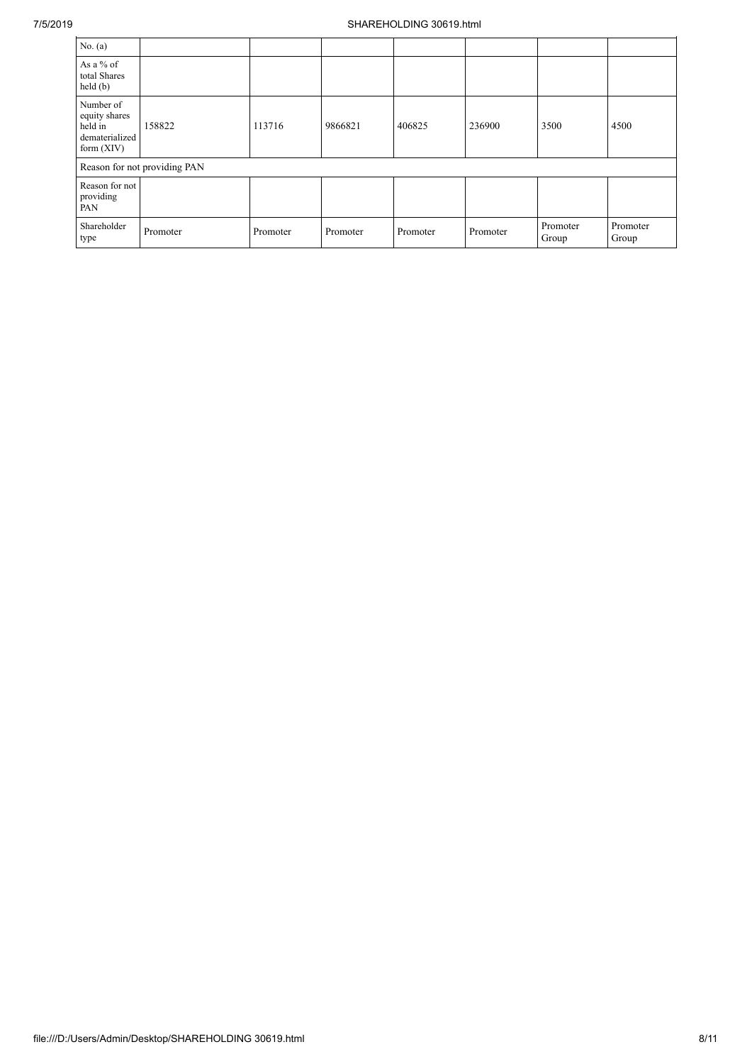| No. (a) | | | | | | | |
|---|---|---|---|---|---|---|---|
| As a % of total Shares held (b) | | | | | | | |
| Number of equity shares held in dematerialized form (XIV) | 158822 | 113716 | 9866821 | 406825 | 236900 | 3500 | 4500 |
| Reason for not providing PAN | | | | | | | |
| Reason for not providing PAN | | | | | | | |
| Shareholder type | Promoter | Promoter | Promoter | Promoter | Promoter | Promoter Group | Promoter Group |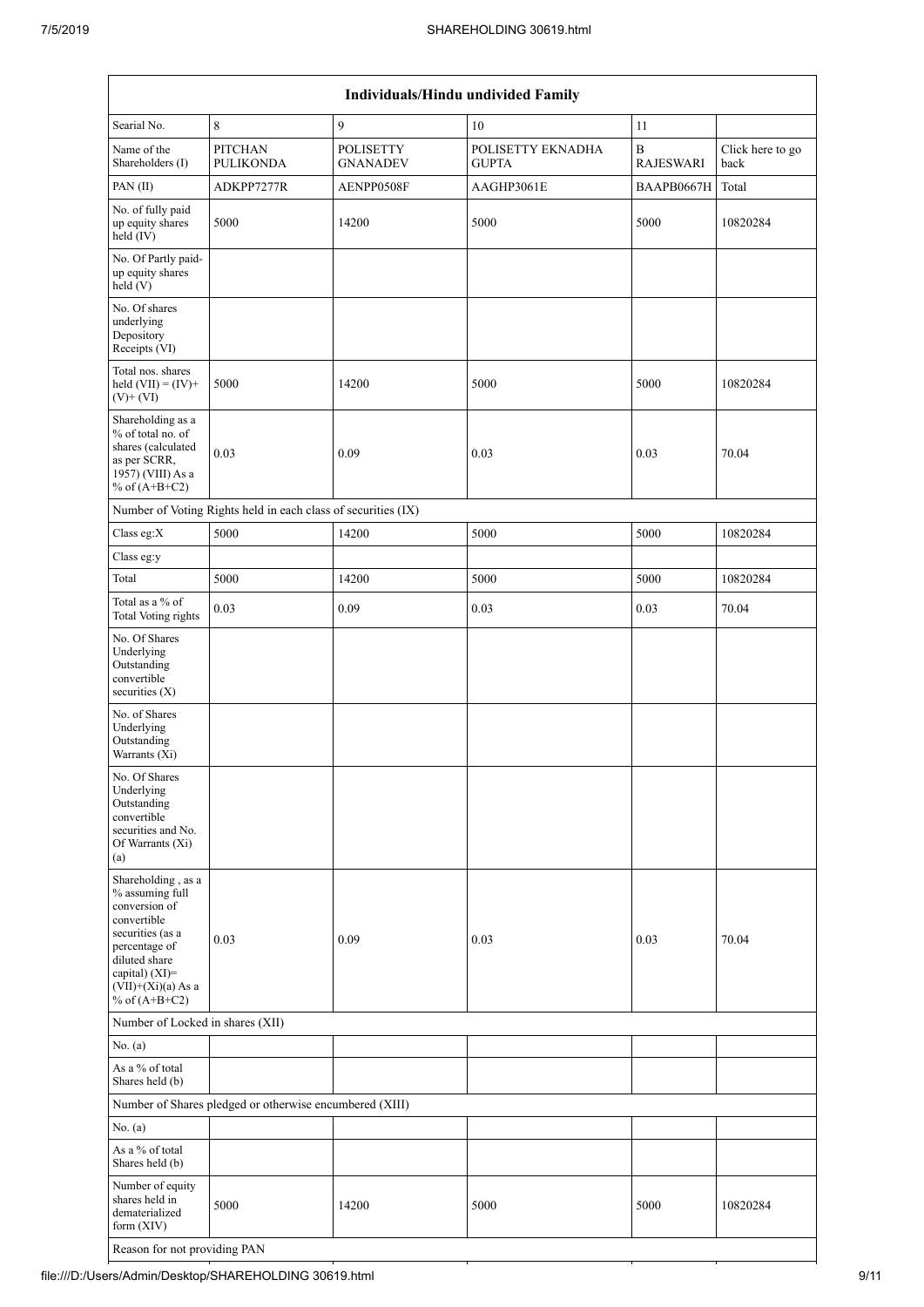| Individuals/Hindu undivided Family | | | | | |
|---|---|---|---|---|---|
| Searial No. | 8 | 9 | 10 | 11 | |
| Name of the Shareholders (I) | PITCHAN PULIKONDA | POLISETTY GNANADEV | POLISETTY EKNADHA GUPTA | B RAJESWARI | Click here to go back |
| PAN (II) | ADKPP7277R | AENPP0508F | AAGHP3061E | BAAPB0667H | Total |
| No. of fully paid up equity shares held (IV) | 5000 | 14200 | 5000 | 5000 | 10820284 |
| No. Of Partly paid-up equity shares held (V) | | | | | |
| No. Of shares underlying Depository Receipts (VI) | | | | | |
| Total nos. shares held (VII) = (IV)+ (V)+ (VI) | 5000 | 14200 | 5000 | 5000 | 10820284 |
| Shareholding as a % of total no. of shares (calculated as per SCRR, 1957) (VIII) As a % of (A+B+C2) | 0.03 | 0.09 | 0.03 | 0.03 | 70.04 |
| Number of Voting Rights held in each class of securities (IX) | | | | | |
| Class eg:X | 5000 | 14200 | 5000 | 5000 | 10820284 |
| Class eg:y | | | | | |
| Total | 5000 | 14200 | 5000 | 5000 | 10820284 |
| Total as a % of Total Voting rights | 0.03 | 0.09 | 0.03 | 0.03 | 70.04 |
| No. Of Shares Underlying Outstanding convertible securities (X) | | | | | |
| No. of Shares Underlying Outstanding Warrants (Xi) | | | | | |
| No. Of Shares Underlying Outstanding convertible securities and No. Of Warrants (Xi) (a) | | | | | |
| Shareholding , as a % assuming full conversion of convertible securities (as a percentage of diluted share capital) (XI)= (VII)+(Xi)(a) As a % of (A+B+C2) | 0.03 | 0.09 | 0.03 | 0.03 | 70.04 |
| Number of Locked in shares (XII) | | | | | |
| No. (a) | | | | | |
| As a % of total Shares held (b) | | | | | |
| Number of Shares pledged or otherwise encumbered (XIII) | | | | | |
| No. (a) | | | | | |
| As a % of total Shares held (b) | | | | | |
| Number of equity shares held in dematerialized form (XIV) | 5000 | 14200 | 5000 | 5000 | 10820284 |
| Reason for not providing PAN | | | | | |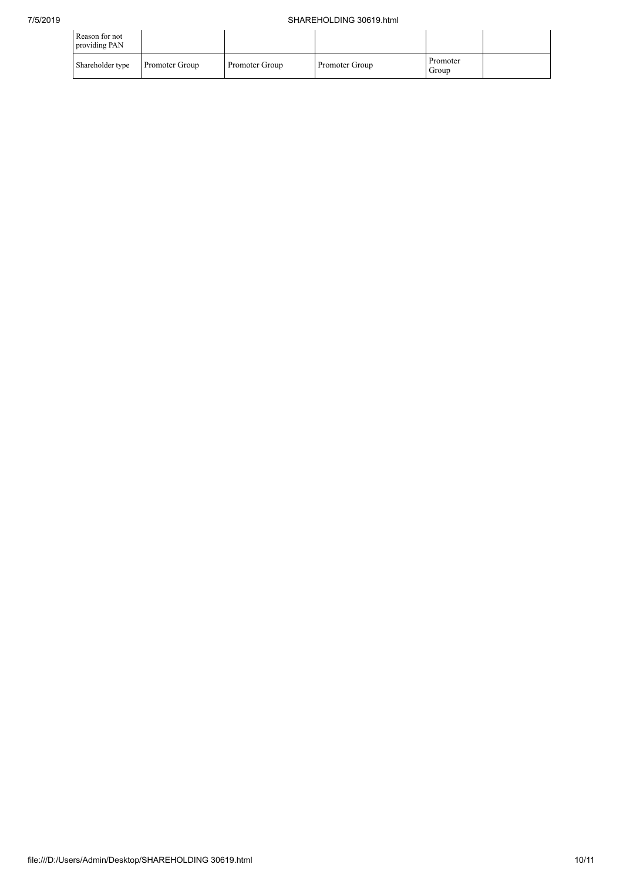| | | | | | |
|---|---|---|---|---|---|
| Reason for not providing PAN | | | | | |
| Shareholder type | Promoter Group | Promoter Group | Promoter Group | Promoter Group | |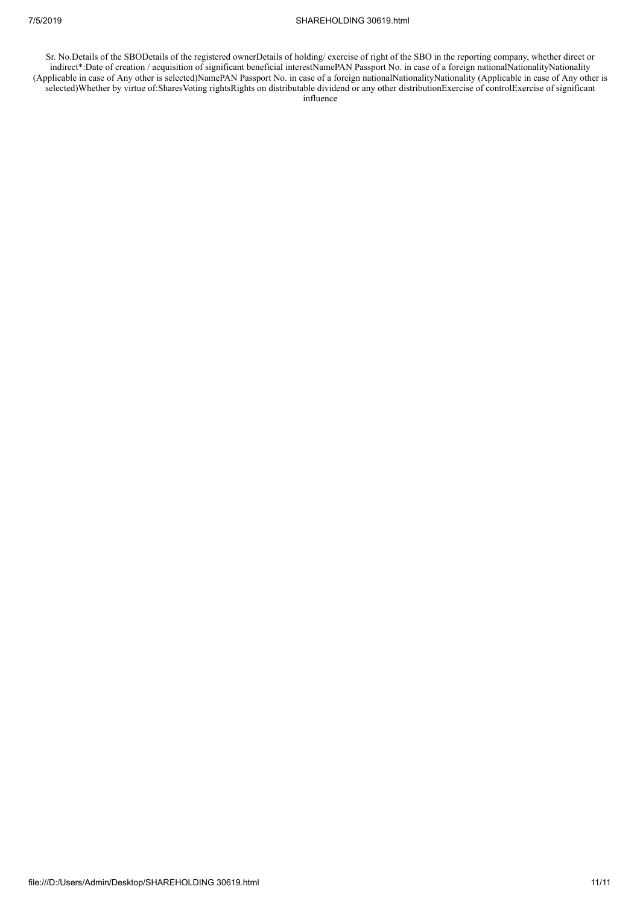Sr. No.Details of the SBODetails of the registered ownerDetails of holding/ exercise of right of the SBO in the reporting company, whether direct or indirect*:Date of creation / acquisition of significant beneficial interestNamePAN Passport No. in case of a foreign nationalNationalityNationality (Applicable in case of Any other is selected)NamePAN Passport No. in case of a foreign nationalNationalityNationality (Applicable in case of Any other is selected)Whether by virtue of:SharesVoting rightsRights on distributable dividend or any other distributionExercise of controlExercise of significant influence